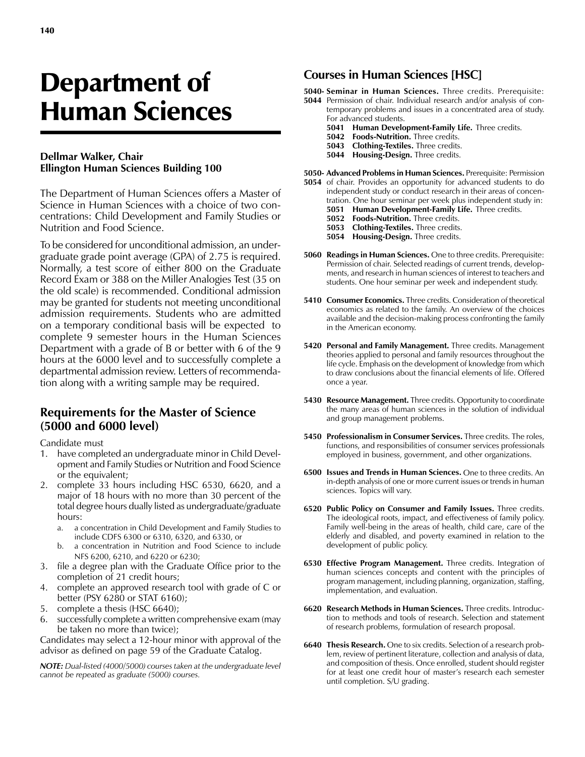# Department of Human Sciences

**Dellmar Walker, Chair**
**Ellington Human Sciences Building 100**

The Department of Human Sciences offers a Master of Science in Human Sciences with a choice of two concentrations: Child Development and Family Studies or Nutrition and Food Science.

To be considered for unconditional admission, an undergraduate grade point average (GPA) of 2.75 is required. Normally, a test score of either 800 on the Graduate Record Exam or 388 on the Miller Analogies Test (35 on the old scale) is recommended. Conditional admission may be granted for students not meeting unconditional admission requirements. Students who are admitted on a temporary conditional basis will be expected to complete 9 semester hours in the Human Sciences Department with a grade of B or better with 6 of the 9 hours at the 6000 level and to successfully complete a departmental admission review. Letters of recommendation along with a writing sample may be required.

## Requirements for the Master of Science (5000 and 6000 level)

Candidate must

1. have completed an undergraduate minor in Child Development and Family Studies or Nutrition and Food Science or the equivalent;
2. complete 33 hours including HSC 6530, 6620, and a major of 18 hours with no more than 30 percent of the total degree hours dually listed as undergraduate/graduate hours:
   a. a concentration in Child Development and Family Studies to include CDFS 6300 or 6310, 6320, and 6330, or
   b. a concentration in Nutrition and Food Science to include NFS 6200, 6210, and 6220 or 6230;
3. file a degree plan with the Graduate Office prior to the completion of 21 credit hours;
4. complete an approved research tool with grade of C or better (PSY 6280 or STAT 6160);
5. complete a thesis (HSC 6640);
6. successfully complete a written comprehensive exam (may be taken no more than twice);

Candidates may select a 12-hour minor with approval of the advisor as defined on page 59 of the Graduate Catalog.

***NOTE:** Dual-listed (4000/5000) courses taken at the undergraduate level cannot be repeated as graduate (5000) courses.*

## Courses in Human Sciences [HSC]

**5040-5044 Seminar in Human Sciences.** Three credits. Prerequisite: Permission of chair. Individual research and/or analysis of contemporary problems and issues in a concentrated area of study. For advanced students.

- **5041 Human Development-Family Life.** Three credits.
- **5042 Foods-Nutrition.** Three credits.
- **5043 Clothing-Textiles.** Three credits.
- **5044 Housing-Design.** Three credits.

**5050-5054 Advanced Problems in Human Sciences.** Prerequisite: Permission of chair. Provides an opportunity for advanced students to do independent study or conduct research in their areas of concentration. One hour seminar per week plus independent study in:

- **5051 Human Development-Family Life.** Three credits.
- **5052 Foods-Nutrition.** Three credits.
- **5053 Clothing-Textiles.** Three credits.
- **5054 Housing-Design.** Three credits.

**5060 Readings in Human Sciences.** One to three credits. Prerequisite: Permission of chair. Selected readings of current trends, developments, and research in human sciences of interest to teachers and students. One hour seminar per week and independent study.

**5410 Consumer Economics.** Three credits. Consideration of theoretical economics as related to the family. An overview of the choices available and the decision-making process confronting the family in the American economy.

**5420 Personal and Family Management.** Three credits. Management theories applied to personal and family resources throughout the life cycle. Emphasis on the development of knowledge from which to draw conclusions about the financial elements of life. Offered once a year.

**5430 Resource Management.** Three credits. Opportunity to coordinate the many areas of human sciences in the solution of individual and group management problems.

**5450 Professionalism in Consumer Services.** Three credits. The roles, functions, and responsibilities of consumer services professionals employed in business, government, and other organizations.

**6500 Issues and Trends in Human Sciences.** One to three credits. An in-depth analysis of one or more current issues or trends in human sciences. Topics will vary.

**6520 Public Policy on Consumer and Family Issues.** Three credits. The ideological roots, impact, and effectiveness of family policy. Family well-being in the areas of health, child care, care of the elderly and disabled, and poverty examined in relation to the development of public policy.

**6530 Effective Program Management.** Three credits. Integration of human sciences concepts and content with the principles of program management, including planning, organization, staffing, implementation, and evaluation.

**6620 Research Methods in Human Sciences.** Three credits. Introduction to methods and tools of research. Selection and statement of research problems, formulation of research proposal.

**6640 Thesis Research.** One to six credits. Selection of a research problem, review of pertinent literature, collection and analysis of data, and composition of thesis. Once enrolled, student should register for at least one credit hour of master's research each semester until completion. S/U grading.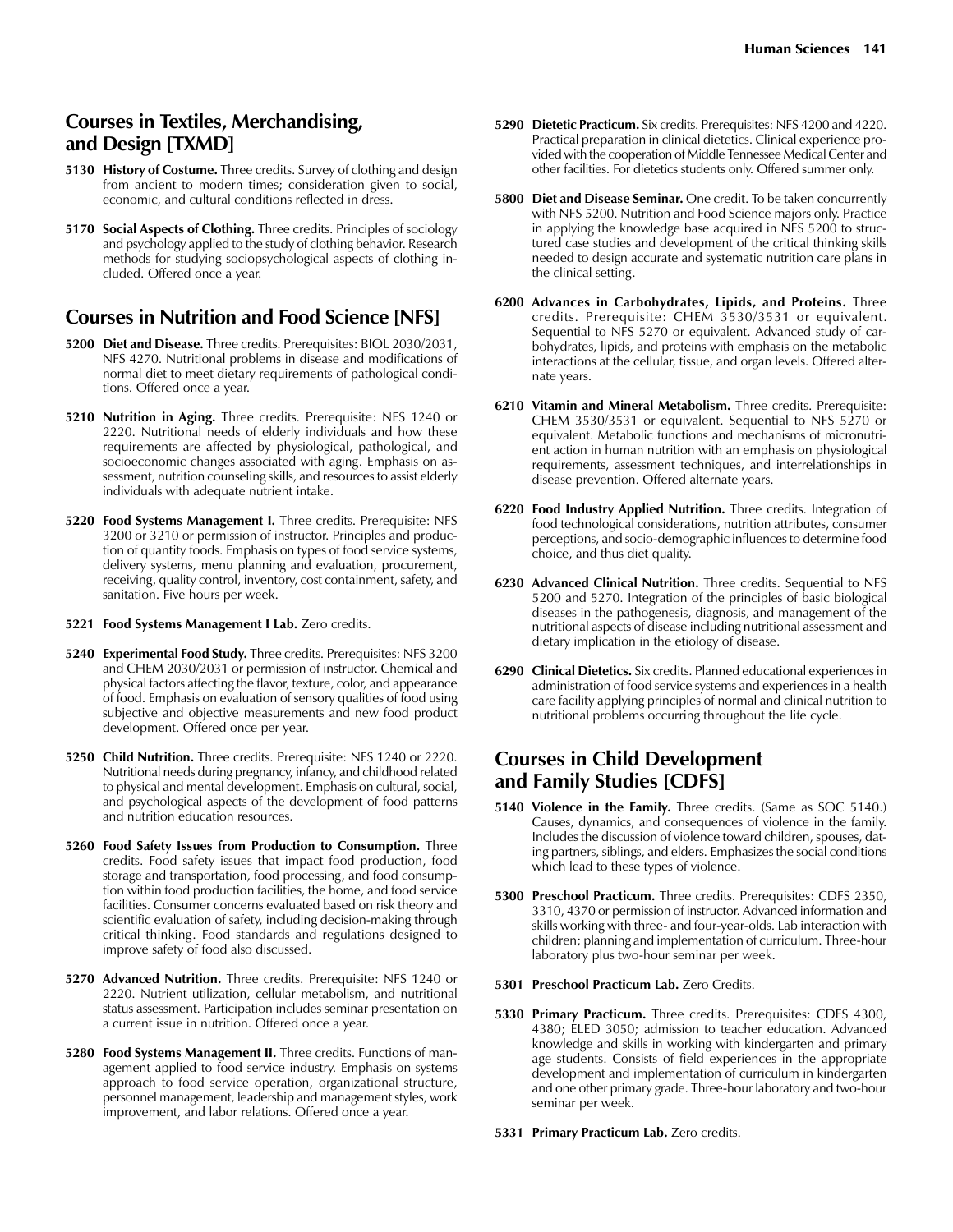## Courses in Textiles, Merchandising, and Design [TXMD]

**5130 History of Costume.** Three credits. Survey of clothing and design from ancient to modern times; consideration given to social, economic, and cultural conditions reflected in dress.

**5170 Social Aspects of Clothing.** Three credits. Principles of sociology and psychology applied to the study of clothing behavior. Research methods for studying sociopsychological aspects of clothing included. Offered once a year.

## Courses in Nutrition and Food Science [NFS]

**5200 Diet and Disease.** Three credits. Prerequisites: BIOL 2030/2031, NFS 4270. Nutritional problems in disease and modifications of normal diet to meet dietary requirements of pathological conditions. Offered once a year.

**5210 Nutrition in Aging.** Three credits. Prerequisite: NFS 1240 or 2220. Nutritional needs of elderly individuals and how these requirements are affected by physiological, pathological, and socioeconomic changes associated with aging. Emphasis on assessment, nutrition counseling skills, and resources to assist elderly individuals with adequate nutrient intake.

**5220 Food Systems Management I.** Three credits. Prerequisite: NFS 3200 or 3210 or permission of instructor. Principles and production of quantity foods. Emphasis on types of food service systems, delivery systems, menu planning and evaluation, procurement, receiving, quality control, inventory, cost containment, safety, and sanitation. Five hours per week.

**5221 Food Systems Management I Lab.** Zero credits.

**5240 Experimental Food Study.** Three credits. Prerequisites: NFS 3200 and CHEM 2030/2031 or permission of instructor. Chemical and physical factors affecting the flavor, texture, color, and appearance of food. Emphasis on evaluation of sensory qualities of food using subjective and objective measurements and new food product development. Offered once per year.

**5250 Child Nutrition.** Three credits. Prerequisite: NFS 1240 or 2220. Nutritional needs during pregnancy, infancy, and childhood related to physical and mental development. Emphasis on cultural, social, and psychological aspects of the development of food patterns and nutrition education resources.

**5260 Food Safety Issues from Production to Consumption.** Three credits. Food safety issues that impact food production, food storage and transportation, food processing, and food consumption within food production facilities, the home, and food service facilities. Consumer concerns evaluated based on risk theory and scientific evaluation of safety, including decision-making through critical thinking. Food standards and regulations designed to improve safety of food also discussed.

**5270 Advanced Nutrition.** Three credits. Prerequisite: NFS 1240 or 2220. Nutrient utilization, cellular metabolism, and nutritional status assessment. Participation includes seminar presentation on a current issue in nutrition. Offered once a year.

**5280 Food Systems Management II.** Three credits. Functions of management applied to food service industry. Emphasis on systems approach to food service operation, organizational structure, personnel management, leadership and management styles, work improvement, and labor relations. Offered once a year.

**5290 Dietetic Practicum.** Six credits. Prerequisites: NFS 4200 and 4220. Practical preparation in clinical dietetics. Clinical experience provided with the cooperation of Middle Tennessee Medical Center and other facilities. For dietetics students only. Offered summer only.

**5800 Diet and Disease Seminar.** One credit. To be taken concurrently with NFS 5200. Nutrition and Food Science majors only. Practice in applying the knowledge base acquired in NFS 5200 to structured case studies and development of the critical thinking skills needed to design accurate and systematic nutrition care plans in the clinical setting.

**6200 Advances in Carbohydrates, Lipids, and Proteins.** Three credits. Prerequisite: CHEM 3530/3531 or equivalent. Sequential to NFS 5270 or equivalent. Advanced study of carbohydrates, lipids, and proteins with emphasis on the metabolic interactions at the cellular, tissue, and organ levels. Offered alternate years.

**6210 Vitamin and Mineral Metabolism.** Three credits. Prerequisite: CHEM 3530/3531 or equivalent. Sequential to NFS 5270 or equivalent. Metabolic functions and mechanisms of micronutrient action in human nutrition with an emphasis on physiological requirements, assessment techniques, and interrelationships in disease prevention. Offered alternate years.

**6220 Food Industry Applied Nutrition.** Three credits. Integration of food technological considerations, nutrition attributes, consumer perceptions, and socio-demographic influences to determine food choice, and thus diet quality.

**6230 Advanced Clinical Nutrition.** Three credits. Sequential to NFS 5200 and 5270. Integration of the principles of basic biological diseases in the pathogenesis, diagnosis, and management of the nutritional aspects of disease including nutritional assessment and dietary implication in the etiology of disease.

**6290 Clinical Dietetics.** Six credits. Planned educational experiences in administration of food service systems and experiences in a health care facility applying principles of normal and clinical nutrition to nutritional problems occurring throughout the life cycle.

## Courses in Child Development and Family Studies [CDFS]

**5140 Violence in the Family.** Three credits. (Same as SOC 5140.) Causes, dynamics, and consequences of violence in the family. Includes the discussion of violence toward children, spouses, dating partners, siblings, and elders. Emphasizes the social conditions which lead to these types of violence.

**5300 Preschool Practicum.** Three credits. Prerequisites: CDFS 2350, 3310, 4370 or permission of instructor. Advanced information and skills working with three- and four-year-olds. Lab interaction with children; planning and implementation of curriculum. Three-hour laboratory plus two-hour seminar per week.

**5301 Preschool Practicum Lab.** Zero Credits.

**5330 Primary Practicum.** Three credits. Prerequisites: CDFS 4300, 4380; ELED 3050; admission to teacher education. Advanced knowledge and skills in working with kindergarten and primary age students. Consists of field experiences in the appropriate development and implementation of curriculum in kindergarten and one other primary grade. Three-hour laboratory and two-hour seminar per week.

**5331 Primary Practicum Lab.** Zero credits.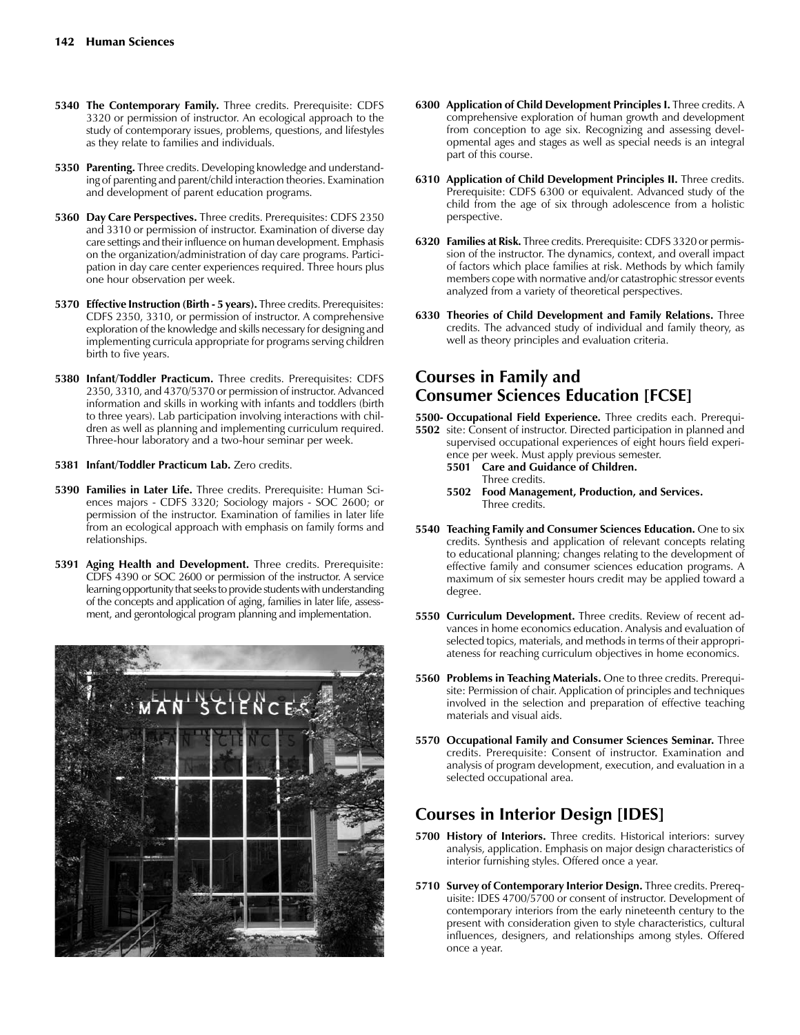**5340 The Contemporary Family.** Three credits. Prerequisite: CDFS 3320 or permission of instructor. An ecological approach to the study of contemporary issues, problems, questions, and lifestyles as they relate to families and individuals.

**5350 Parenting.** Three credits. Developing knowledge and understanding of parenting and parent/child interaction theories. Examination and development of parent education programs.

**5360 Day Care Perspectives.** Three credits. Prerequisites: CDFS 2350 and 3310 or permission of instructor. Examination of diverse day care settings and their influence on human development. Emphasis on the organization/administration of day care programs. Participation in day care center experiences required. Three hours plus one hour observation per week.

**5370 Effective Instruction (Birth - 5 years).** Three credits. Prerequisites: CDFS 2350, 3310, or permission of instructor. A comprehensive exploration of the knowledge and skills necessary for designing and implementing curricula appropriate for programs serving children birth to five years.

**5380 Infant/Toddler Practicum.** Three credits. Prerequisites: CDFS 2350, 3310, and 4370/5370 or permission of instructor. Advanced information and skills in working with infants and toddlers (birth to three years). Lab participation involving interactions with children as well as planning and implementing curriculum required. Three-hour laboratory and a two-hour seminar per week.

**5381 Infant/Toddler Practicum Lab.** Zero credits.

**5390 Families in Later Life.** Three credits. Prerequisite: Human Sciences majors - CDFS 3320; Sociology majors - SOC 2600; or permission of the instructor. Examination of families in later life from an ecological approach with emphasis on family forms and relationships.

**5391 Aging Health and Development.** Three credits. Prerequisite: CDFS 4390 or SOC 2600 or permission of the instructor. A service learning opportunity that seeks to provide students with understanding of the concepts and application of aging, families in later life, assessment, and gerontological program planning and implementation.

**6300 Application of Child Development Principles I.** Three credits. A comprehensive exploration of human growth and development from conception to age six. Recognizing and assessing developmental ages and stages as well as special needs is an integral part of this course.

**6310 Application of Child Development Principles II.** Three credits. Prerequisite: CDFS 6300 or equivalent. Advanced study of the child from the age of six through adolescence from a holistic perspective.

**6320 Families at Risk.** Three credits. Prerequisite: CDFS 3320 or permission of the instructor. The dynamics, context, and overall impact of factors which place families at risk. Methods by which family members cope with normative and/or catastrophic stressor events analyzed from a variety of theoretical perspectives.

**6330 Theories of Child Development and Family Relations.** Three credits. The advanced study of individual and family theory, as well as theory principles and evaluation criteria.

## Courses in Family and Consumer Sciences Education [FCSE]

**5500-5502 Occupational Field Experience.** Three credits each. Prerequisite: Consent of instructor. Directed participation in planned and supervised occupational experiences of eight hours field experience per week. Must apply previous semester.

- **5501 Care and Guidance of Children.** Three credits.
- **5502 Food Management, Production, and Services.** Three credits.

**5540 Teaching Family and Consumer Sciences Education.** One to six credits. Synthesis and application of relevant concepts relating to educational planning; changes relating to the development of effective family and consumer sciences education programs. A maximum of six semester hours credit may be applied toward a degree.

**5550 Curriculum Development.** Three credits. Review of recent advances in home economics education. Analysis and evaluation of selected topics, materials, and methods in terms of their appropriateness for reaching curriculum objectives in home economics.

**5560 Problems in Teaching Materials.** One to three credits. Prerequisite: Permission of chair. Application of principles and techniques involved in the selection and preparation of effective teaching materials and visual aids.

**5570 Occupational Family and Consumer Sciences Seminar.** Three credits. Prerequisite: Consent of instructor. Examination and analysis of program development, execution, and evaluation in a selected occupational area.

## Courses in Interior Design [IDES]

**5700 History of Interiors.** Three credits. Historical interiors: survey analysis, application. Emphasis on major design characteristics of interior furnishing styles. Offered once a year.

**5710 Survey of Contemporary Interior Design.** Three credits. Prerequisite: IDES 4700/5700 or consent of instructor. Development of contemporary interiors from the early nineteenth century to the present with consideration given to style characteristics, cultural influences, designers, and relationships among styles. Offered once a year.